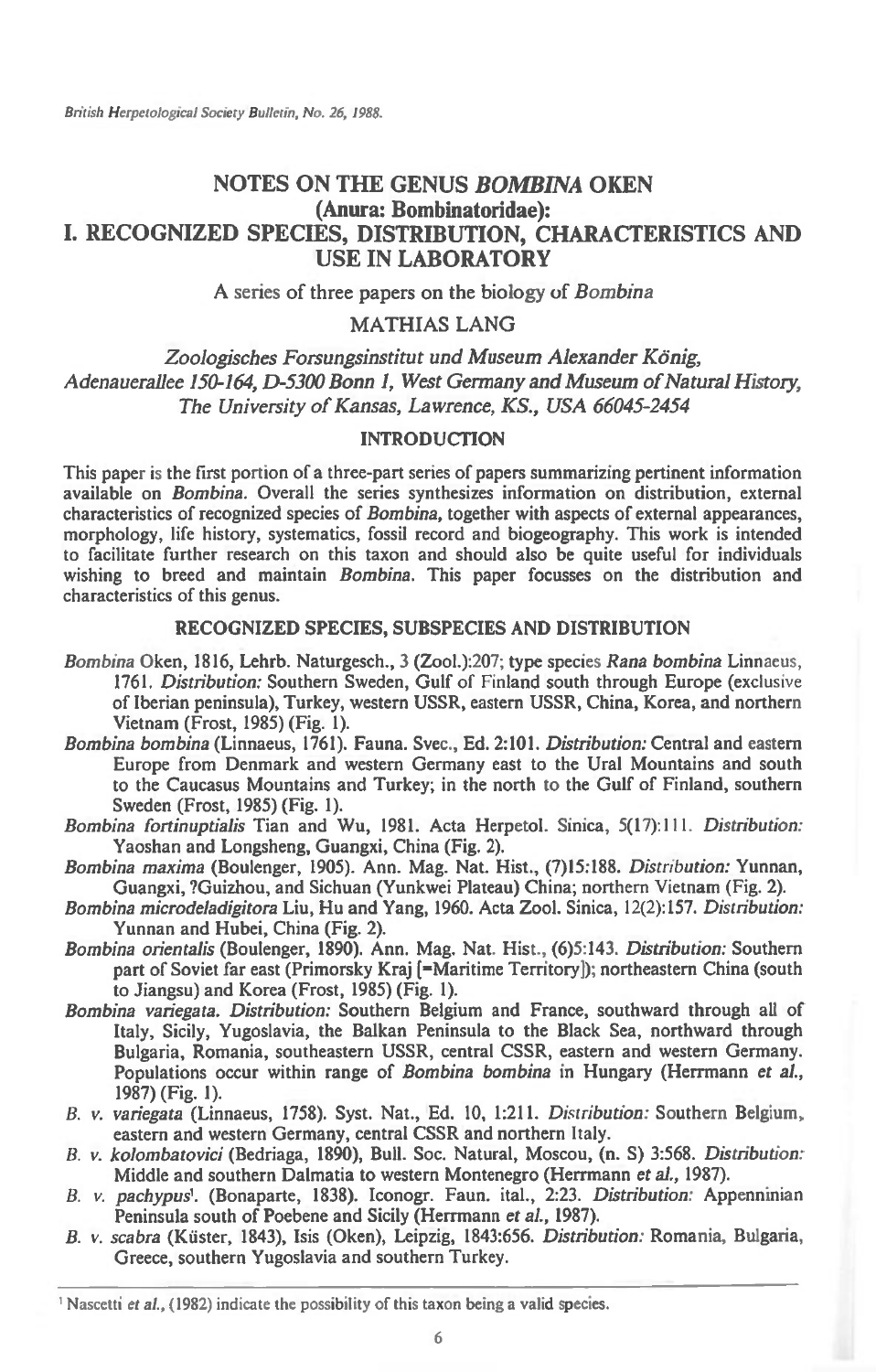# NOTES ON THE GENUS *BOMBINA* OKEN (Anura: Bombinatoridae): I. RECOGNIZED SPECIES, DISTRIBUTION, CHARACTERISTICS AND USE IN LABORATORY

A series of three papers on the biology of *Bombina*

MATHIAS LANG

*Zoologisches Forsungsinstitut und Museum Alexander König, Adenauerallee 150-164, D-5300 Bonn 1, West Germany and Museum of Natural History, The University of Kansas, Lawrence, KS., USA 66045-2454*

## INTRODUCTION

This paper is the first portion of a three-part series of papers summarizing pertinent information available on *Bombina*. Overall the series synthesizes information on distribution, external characteristics of recognized species of *Bombina*, together with aspects of external appearances, morphology, life history, systematics, fossil record and biogeography. This work is intended to facilitate further research on this taxon and should also be quite useful for individuals wishing to breed and maintain *Bombina*. This paper focusses on the distribution and characteristics of this genus.

## RECOGNIZED SPECIES, SUBSPECIES AND DISTRIBUTION

*Bombina* Oken, 1816, Lehrb. Naturgesch., 3 (Zool.):207; type species *Rana bombina* Linnaeus, 1761. *Distribution:* Southern Sweden, Gulf of Finland south through Europe (exclusive of Iberian peninsula), Turkey, western USSR, eastern USSR, China, Korea, and northern Vietnam (Frost, 1985) (Fig. 1).

*Bombina bombina* (Linnaeus, 1761). Fauna. Svec., Ed. 2:101. *Distribution:* Central and eastern Europe from Denmark and western Germany east to the Ural Mountains and south to the Caucasus Mountains and Turkey; in the north to the Gulf of Finland, southern Sweden (Frost, 1985) (Fig. 1).

*Bombina fortinuptialis* Tian and Wu, 1981. Acta Herpetol. Sinica, 5(17):111. *Distribution:* Yaoshan and Longsheng, Guangxi, China (Fig. 2).

*Bombina maxima* (Boulenger, 1905). Ann. Mag. Nat. Hist., (7)15:188. *Distribution:* Yunnan, Guangxi, ?Guizhou, and Sichuan (Yunkwei Plateau) China; northern Vietnam (Fig. 2).

*Bombina microdeladigitora* Liu, Hu and Yang, 1960. Acta Zool. Sinica, 12(2):157. *Distribution:* Yunnan and Hubei, China (Fig. 2).

*Bombina orientalis* (Boulenger, 1890). Ann. Mag. Nat. Hist., (6)5:143. *Distribution:* Southern part of Soviet far east (Primorsky Kraj [=Maritime Territory]); northeastern China (south to Jiangsu) and Korea (Frost, 1985) (Fig. 1).

*Bombina variegata*. *Distribution:* Southern Belgium and France, southward through all of Italy, Sicily, Yugoslavia, the Balkan Peninsula to the Black Sea, northward through Bulgaria, Romania, southeastern USSR, central CSSR, eastern and western Germany. Populations occur within range of *Bombina bombina* in Hungary (Herrmann *et al.*, 1987) (Fig. 1).

*B. v. variegata* (Linnaeus, 1758). Syst. Nat., Ed. 10, 1:211. *Distribution:* Southern Belgium, eastern and western Germany, central CSSR and northern Italy.

*B. v. kolombatovici* (Bedriaga, 1890), Bull. Soc. Natural, Moscou, (n. S) 3:568. *Distribution:* Middle and southern Dalmatia to western Montenegro (Herrmann *et al.*, 1987).

*B. v. pachypus*[1]. (Bonaparte, 1838). Iconogr. Faun. ital., 2:23. *Distribution:* Appenninian Peninsula south of Poebene and Sicily (Herrmann *et al.*, 1987).

*B. v. scabra* (Küster, 1843), Isis (Oken), Leipzig, 1843:656. *Distribution:* Romania, Bulgaria, Greece, southern Yugoslavia and southern Turkey.

---

[1] Nascetti *et al.*, (1982) indicate the possibility of this taxon being a valid species.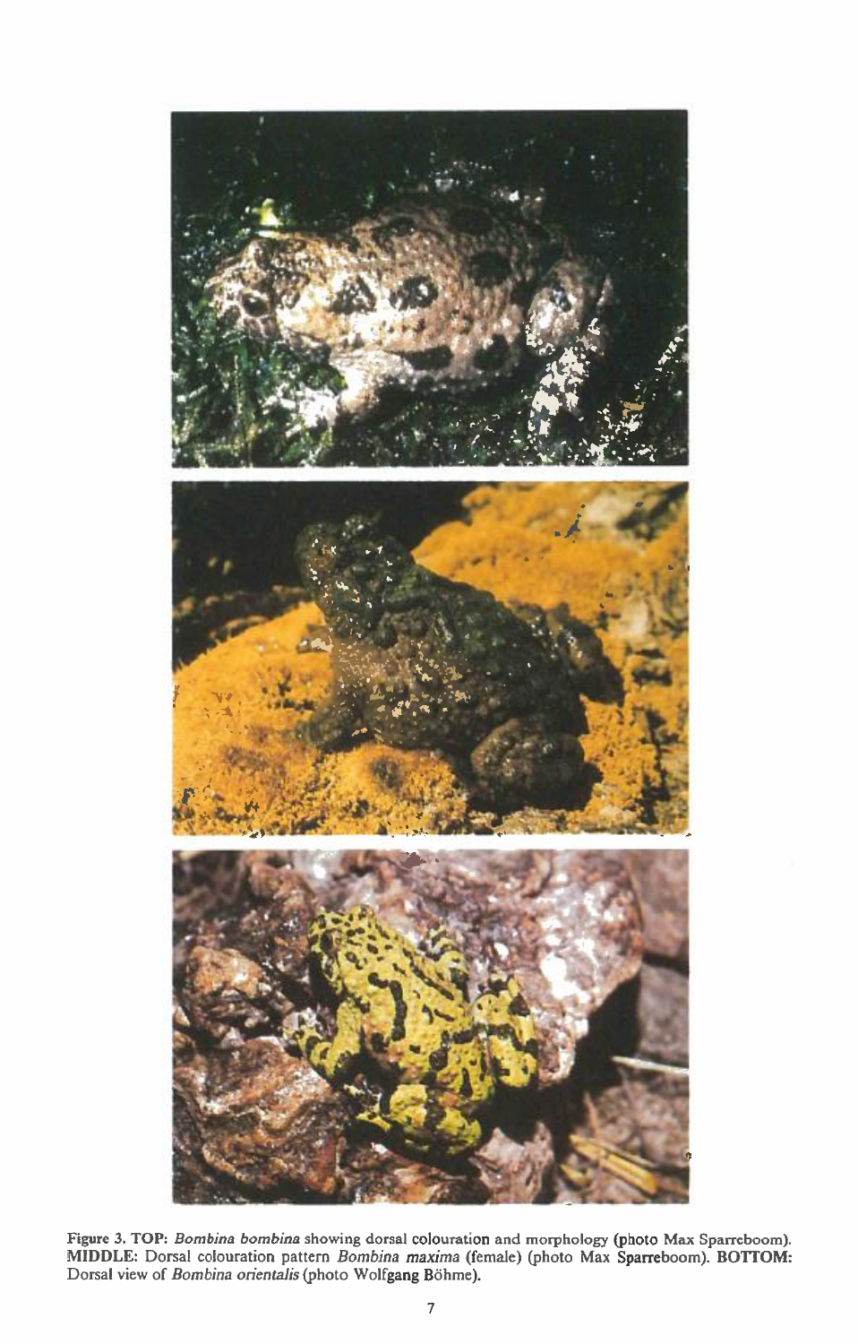**Figure 3. TOP:** *Bombina bombina* showing dorsal colouration and morphology (photo Max Sparreboom). **MIDDLE:** Dorsal colouration pattern *Bombina maxima* (female) (photo Max Sparreboom). **BOTTOM:** Dorsal view of *Bombina orientalis* (photo Wolfgang Böhme).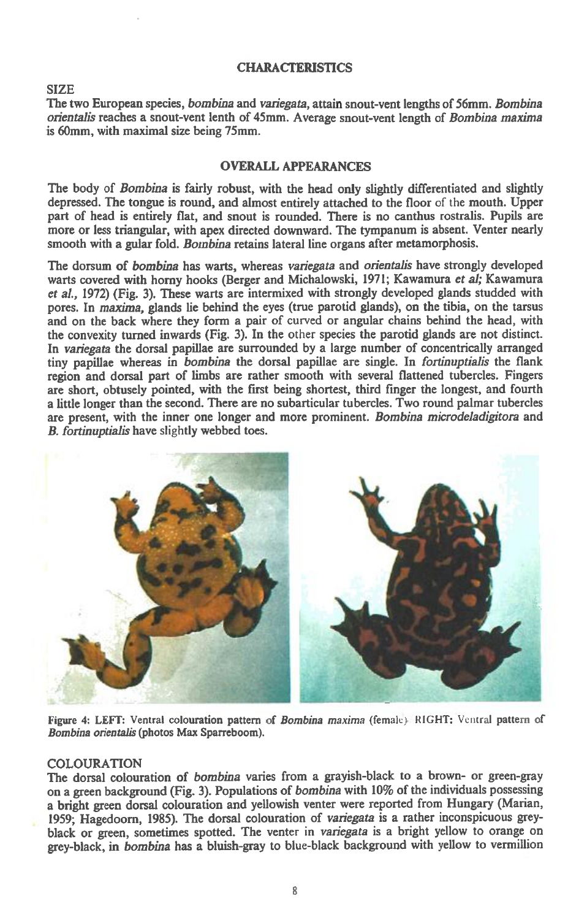## CHARACTERISTICS

### SIZE

The two European species, *bombina* and *variegata*, attain snout-vent lengths of 56mm. *Bombina orientalis* reaches a snout-vent lenth of 45mm. Average snout-vent length of *Bombina maxima* is 60mm, with maximal size being 75mm.

## OVERALL APPEARANCES

The body of *Bombina* is fairly robust, with the head only slightly differentiated and slightly depressed. The tongue is round, and almost entirely attached to the floor of the mouth. Upper part of head is entirely flat, and snout is rounded. There is no canthus rostralis. Pupils are more or less triangular, with apex directed downward. The tympanum is absent. Venter nearly smooth with a gular fold. *Bombina* retains lateral line organs after metamorphosis.

The dorsum of *bombina* has warts, whereas *variegata* and *orientalis* have strongly developed warts covered with horny hooks (Berger and Michalowski, 1971; Kawamura *et al*; Kawamura *et al.*, 1972) (Fig. 3). These warts are intermixed with strongly developed glands studded with pores. In *maxima*, glands lie behind the eyes (true parotid glands), on the tibia, on the tarsus and on the back where they form a pair of curved or angular chains behind the head, with the convexity turned inwards (Fig. 3). In the other species the parotid glands are not distinct. In *variegata* the dorsal papillae are surrounded by a large number of concentrically arranged tiny papillae whereas in *bombina* the dorsal papillae are single. In *fortinuptialis* the flank region and dorsal part of limbs are rather smooth with several flattened tubercles. Fingers are short, obtusely pointed, with the first being shortest, third finger the longest, and fourth a little longer than the second. There are no subarticular tubercles. Two round palmar tubercles are present, with the inner one longer and more prominent. *Bombina microdeladigitora* and *B. fortinuptialis* have slightly webbed toes.

Figure 4: LEFT: Ventral colouration pattern of *Bombina maxima* (female). RIGHT: Ventral pattern of *Bombina orientalis* (photos Max Sparreboom).

### COLOURATION

The dorsal colouration of *bombina* varies from a grayish-black to a brown- or green-gray on a green background (Fig. 3). Populations of *bombina* with 10% of the individuals possessing a bright green dorsal colouration and yellowish venter were reported from Hungary (Marian, 1959; Hagedoorn, 1985). The dorsal colouration of *variegata* is a rather inconspicuous grey-black or green, sometimes spotted. The venter in *variegata* is a bright yellow to orange on grey-black, in *bombina* has a bluish-gray to blue-black background with yellow to vermillion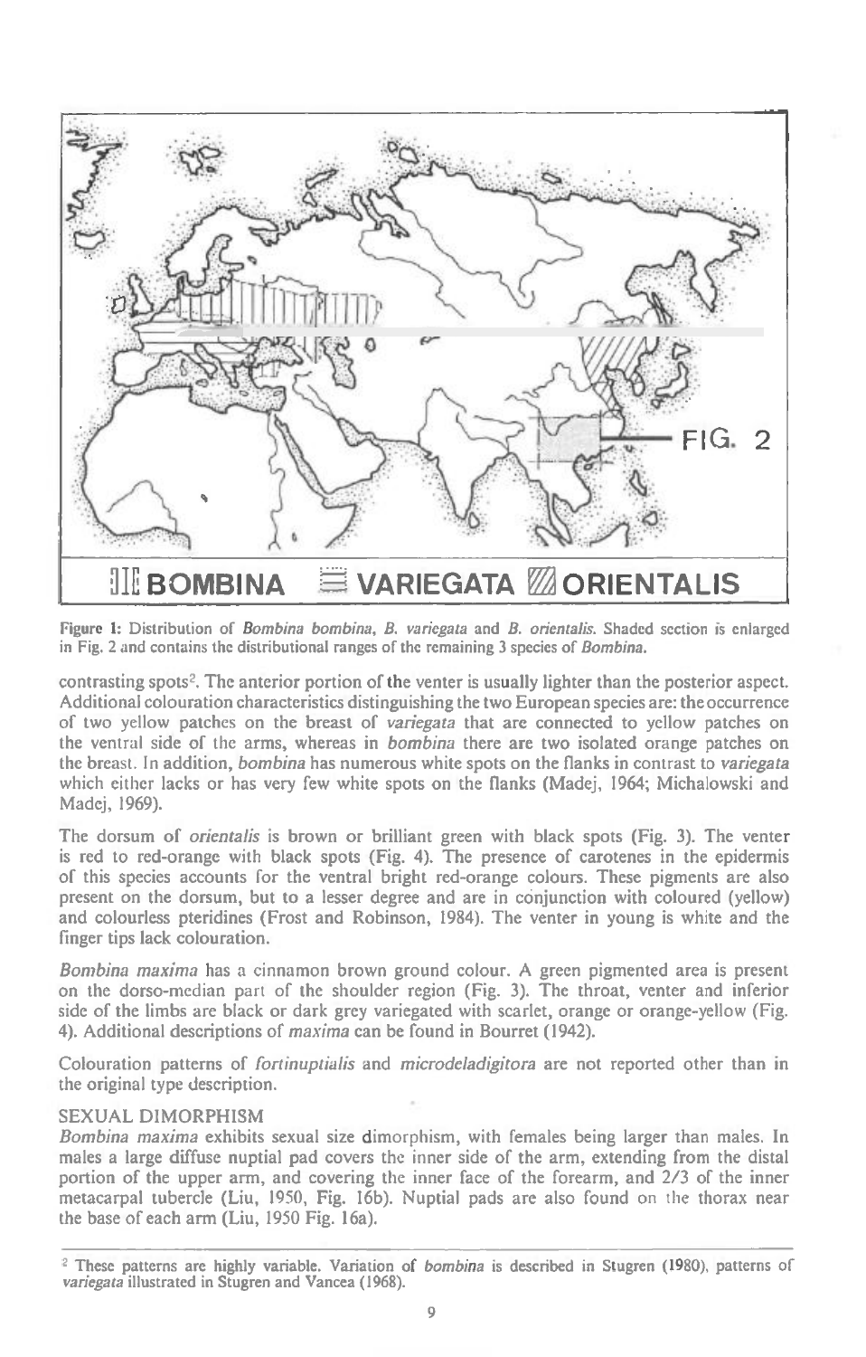**Figure 1:** Distribution of *Bombina bombina*, *B. variegata* and *B. orientalis*. Shaded section is enlarged in Fig. 2 and contains the distributional ranges of the remaining 3 species of *Bombina*.

contrasting spots[2]. The anterior portion of the venter is usually lighter than the posterior aspect. Additional colouration characteristics distinguishing the two European species are: the occurrence of two yellow patches on the breast of *variegata* that are connected to yellow patches on the ventral side of the arms, whereas in *bombina* there are two isolated orange patches on the breast. In addition, *bombina* has numerous white spots on the flanks in contrast to *variegata* which either lacks or has very few white spots on the flanks (Madej, 1964; Michalowski and Madej, 1969).

The dorsum of *orientalis* is brown or brilliant green with black spots (Fig. 3). The venter is red to red-orange with black spots (Fig. 4). The presence of carotenes in the epidermis of this species accounts for the ventral bright red-orange colours. These pigments are also present on the dorsum, but to a lesser degree and are in conjunction with coloured (yellow) and colourless pteridines (Frost and Robinson, 1984). The venter in young is white and the finger tips lack colouration.

*Bombina maxima* has a cinnamon brown ground colour. A green pigmented area is present on the dorso-median part of the shoulder region (Fig. 3). The throat, venter and inferior side of the limbs are black or dark grey variegated with scarlet, orange or orange-yellow (Fig. 4). Additional descriptions of *maxima* can be found in Bourret (1942).

Colouration patterns of *fortinuptialis* and *microdeladigitora* are not reported other than in the original type description.

## SEXUAL DIMORPHISM

*Bombina maxima* exhibits sexual size dimorphism, with females being larger than males. In males a large diffuse nuptial pad covers the inner side of the arm, extending from the distal portion of the upper arm, and covering the inner face of the forearm, and 2/3 of the inner metacarpal tubercle (Liu, 1950, Fig. 16b). Nuptial pads are also found on the thorax near the base of each arm (Liu, 1950 Fig. 16a).

[2] These patterns are highly variable. Variation of *bombina* is described in Stugren (1980), patterns of *variegata* illustrated in Stugren and Vancea (1968).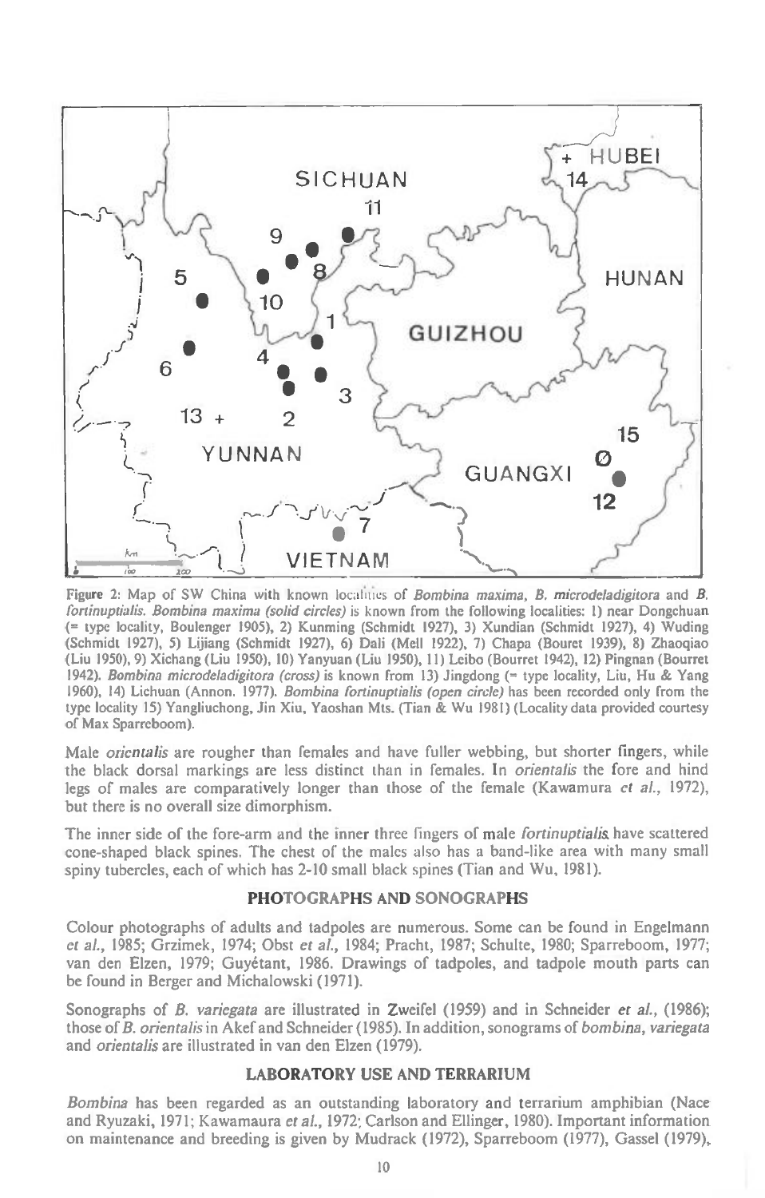Figure 2: Map of SW China with known localities of *Bombina maxima*, *B. microdeladigitora* and *B. fortinuptialis*. *Bombina maxima (solid circles)* is known from the following localities: 1) near Dongchuan (= type locality, Boulenger 1905), 2) Kunming (Schmidt 1927), 3) Xundian (Schmidt 1927), 4) Wuding (Schmidt 1927), 5) Lijiang (Schmidt 1927), 6) Dali (Mell 1922), 7) Chapa (Bouret 1939), 8) Zhaoqiao (Liu 1950), 9) Xichang (Liu 1950), 10) Yanyuan (Liu 1950), 11) Leibo (Bourret 1942), 12) Pingnan (Bourret 1942). *Bombina microdeladigitora (cross)* is known from 13) Jingdong (= type locality, Liu, Hu & Yang 1960), 14) Lichuan (Annon. 1977). *Bombina fortinuptialis (open circle)* has been recorded only from the type locality 15) Yangliuchong, Jin Xiu, Yaoshan Mts. (Tian & Wu 1981) (Locality data provided courtesy of Max Sparreboom).

Male *orientalis* are rougher than females and have fuller webbing, but shorter fingers, while the black dorsal markings are less distinct than in females. In *orientalis* the fore and hind legs of males are comparatively longer than those of the female (Kawamura *et al.*, 1972), but there is no overall size dimorphism.

The inner side of the fore-arm and the inner three fingers of male *fortinuptialis* have scattered cone-shaped black spines. The chest of the males also has a band-like area with many small spiny tubercles, each of which has 2-10 small black spines (Tian and Wu, 1981).

## PHOTOGRAPHS AND SONOGRAPHS

Colour photographs of adults and tadpoles are numerous. Some can be found in Engelmann *et al.*, 1985; Grzimek, 1974; Obst *et al.*, 1984; Pracht, 1987; Schulte, 1980; Sparreboom, 1977; van den Elzen, 1979; Guyétant, 1986. Drawings of tadpoles, and tadpole mouth parts can be found in Berger and Michalowski (1971).

Sonographs of *B. variegata* are illustrated in Zweifel (1959) and in Schneider *et al.*, (1986); those of *B. orientalis* in Akef and Schneider (1985). In addition, sonograms of *bombina*, *variegata* and *orientalis* are illustrated in van den Elzen (1979).

## LABORATORY USE AND TERRARIUM

*Bombina* has been regarded as an outstanding laboratory and terrarium amphibian (Nace and Ryuzaki, 1971; Kawamaura *et al.*, 1972; Carlson and Ellinger, 1980). Important information on maintenance and breeding is given by Mudrack (1972), Sparreboom (1977), Gassel (1979),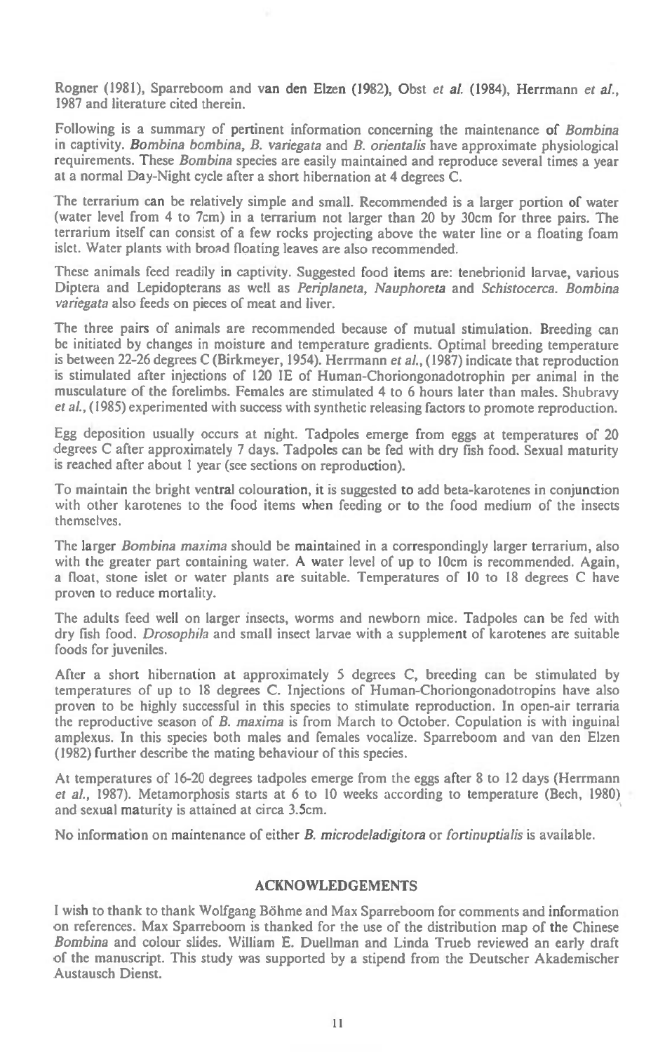Rogner (1981), Sparreboom and van den Elzen (1982), Obst *et al.* (1984), Herrmann *et al.*, 1987 and literature cited therein.

Following is a summary of pertinent information concerning the maintenance of *Bombina* in captivity. *Bombina bombina, B. variegata* and *B. orientalis* have approximate physiological requirements. These *Bombina* species are easily maintained and reproduce several times a year at a normal Day-Night cycle after a short hibernation at 4 degrees C.

The terrarium can be relatively simple and small. Recommended is a larger portion of water (water level from 4 to 7cm) in a terrarium not larger than 20 by 30cm for three pairs. The terrarium itself can consist of a few rocks projecting above the water line or a floating foam islet. Water plants with broad floating leaves are also recommended.

These animals feed readily in captivity. Suggested food items are: tenebrionid larvae, various Diptera and Lepidopterans as well as *Periplaneta, Nauphoreta* and *Schistocerca. Bombina variegata* also feeds on pieces of meat and liver.

The three pairs of animals are recommended because of mutual stimulation. Breeding can be initiated by changes in moisture and temperature gradients. Optimal breeding temperature is between 22-26 degrees C (Birkmeyer, 1954). Herrmann *et al.*, (1987) indicate that reproduction is stimulated after injections of 120 IE of Human-Choriongonadotrophin per animal in the musculature of the forelimbs. Females are stimulated 4 to 6 hours later than males. Shubravy *et al.*, (1985) experimented with success with synthetic releasing factors to promote reproduction.

Egg deposition usually occurs at night. Tadpoles emerge from eggs at temperatures of 20 degrees C after approximately 7 days. Tadpoles can be fed with dry fish food. Sexual maturity is reached after about 1 year (see sections on reproduction).

To maintain the bright ventral colouration, it is suggested to add beta-karotenes in conjunction with other karotenes to the food items when feeding or to the food medium of the insects themselves.

The larger *Bombina maxima* should be maintained in a correspondingly larger terrarium, also with the greater part containing water. A water level of up to 10cm is recommended. Again, a float, stone islet or water plants are suitable. Temperatures of 10 to 18 degrees C have proven to reduce mortality.

The adults feed well on larger insects, worms and newborn mice. Tadpoles can be fed with dry fish food. *Drosophila* and small insect larvae with a supplement of karotenes are suitable foods for juveniles.

After a short hibernation at approximately 5 degrees C, breeding can be stimulated by temperatures of up to 18 degrees C. Injections of Human-Choriongonadotropins have also proven to be highly successful in this species to stimulate reproduction. In open-air terraria the reproductive season of *B. maxima* is from March to October. Copulation is with inguinal amplexus. In this species both males and females vocalize. Sparreboom and van den Elzen (1982) further describe the mating behaviour of this species.

At temperatures of 16-20 degrees tadpoles emerge from the eggs after 8 to 12 days (Herrmann *et al.*, 1987). Metamorphosis starts at 6 to 10 weeks according to temperature (Bech, 1980) and sexual maturity is attained at circa 3.5cm.

No information on maintenance of either *B. microdeladigitora* or *fortinuptialis* is available.

## ACKNOWLEDGEMENTS

I wish to thank to thank Wolfgang Böhme and Max Sparreboom for comments and information on references. Max Sparreboom is thanked for the use of the distribution map of the Chinese *Bombina* and colour slides. William E. Duellman and Linda Trueb reviewed an early draft of the manuscript. This study was supported by a stipend from the Deutscher Akademischer Austausch Dienst.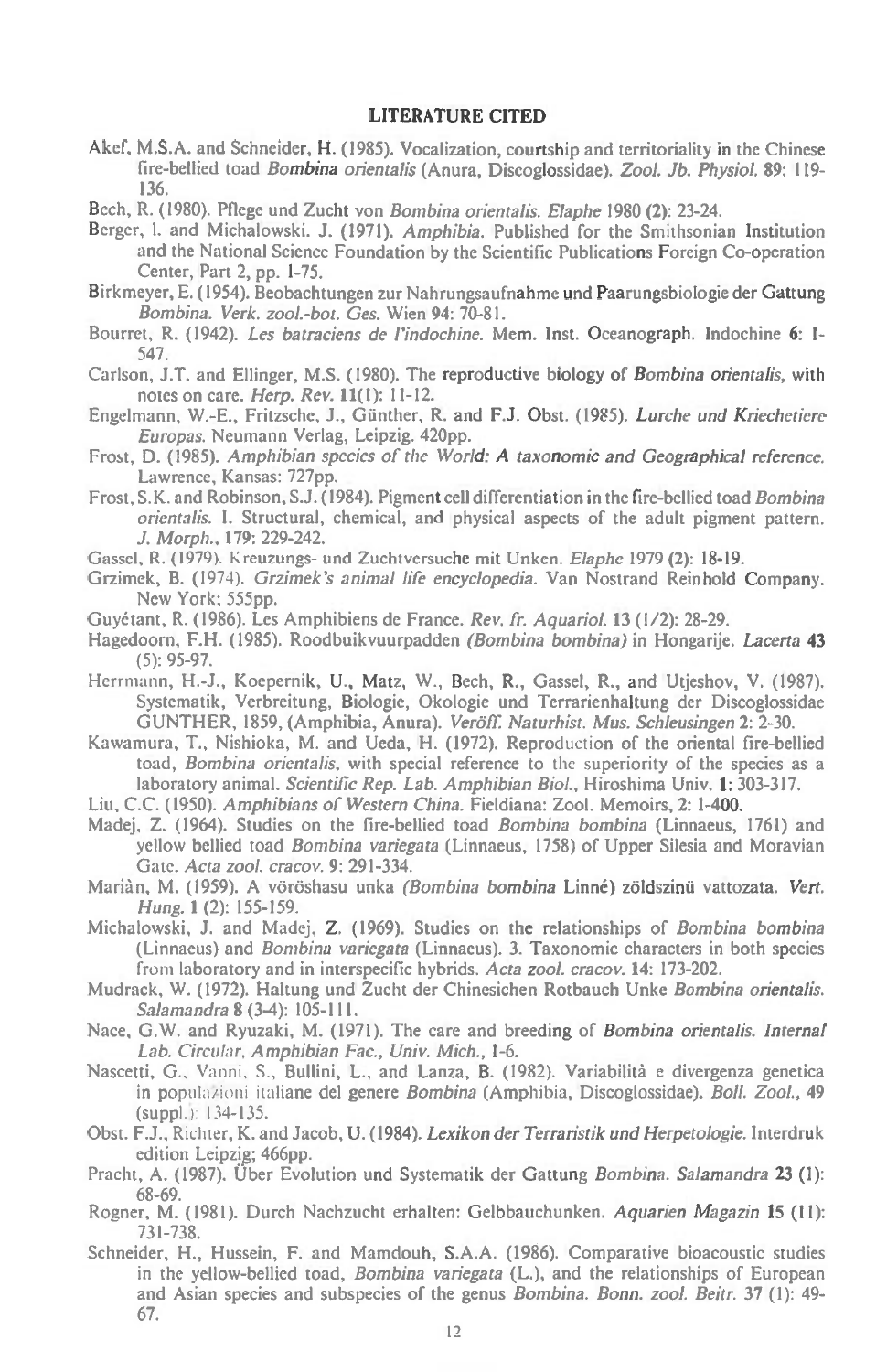## LITERATURE CITED

Akef, M.S.A. and Schneider, H. (1985). Vocalization, courtship and territoriality in the Chinese fire-bellied toad *Bombina orientalis* (Anura, Discoglossidae). *Zool. Jb. Physiol.* **89**: 119-136.

Bech, R. (1980). Pflege und Zucht von *Bombina orientalis*. *Elaphe* 1980 **(2)**: 23-24.

Berger, I. and Michalowski. J. (1971). *Amphibia*. Published for the Smithsonian Institution and the National Science Foundation by the Scientific Publications Foreign Co-operation Center, Part 2, pp. 1-75.

Birkmeyer, E. (1954). Beobachtungen zur Nahrungsaufnahme und Paarungsbiologie der Gattung *Bombina*. *Verk. zool.-bot. Ges.* Wien **94**: 70-81.

Bourret, R. (1942). *Les batraciens de l'indochine*. Mem. Inst. Oceanograph. Indochine **6**: 1-547.

Carlson, J.T. and Ellinger, M.S. (1980). The reproductive biology of *Bombina orientalis*, with notes on care. *Herp. Rev.* **11**(1): 11-12.

Engelmann, W.-E., Fritzsche, J., Günther, R. and F.J. Obst. (1985). *Lurche und Kriechetiere Europas*. Neumann Verlag, Leipzig. 420pp.

Frost, D. (1985). *Amphibian species of the World: A taxonomic and Geographical reference*. Lawrence, Kansas: 727pp.

Frost, S.K. and Robinson, S.J. (1984). Pigment cell differentiation in the fire-bellied toad *Bombina orientalis*. I. Structural, chemical, and physical aspects of the adult pigment pattern. *J. Morph.*, **179**: 229-242.

Gassel, R. (1979). Kreuzungs- und Zuchtversuche mit Unken. *Elaphe* 1979 **(2)**: 18-19.

Grzimek, B. (1974). *Grzimek's animal life encyclopedia*. Van Nostrand Reinhold Company. New York; 555pp.

Guyétant, R. (1986). Les Amphibiens de France. *Rev. fr. Aquariol.* **13** (1/2): 28-29.

Hagedoorn, F.H. (1985). Roodbuikvuurpadden *(Bombina bombina)* in Hongarije. *Lacerta* **43** (5): 95-97.

Herrmann, H.-J., Koepernik, U., Matz, W., Bech, R., Gassel, R., and Utjeshov, V. (1987). Systematik, Verbreitung, Biologie, Okologie und Terrarienhaltung der Discoglossidae GUNTHER, 1859, (Amphibia, Anura). *Veröff. Naturhist. Mus. Schleusingen* **2**: 2-30.

Kawamura, T., Nishioka, M. and Ueda, H. (1972). Reproduction of the oriental fire-bellied toad, *Bombina orientalis*, with special reference to the superiority of the species as a laboratory animal. *Scientific Rep. Lab. Amphibian Biol.*, Hiroshima Univ. **1**: 303-317.

Liu, C.C. (1950). *Amphibians of Western China*. Fieldiana: Zool. Memoirs, **2**: 1-400.

Madej, Z. (1964). Studies on the fire-bellied toad *Bombina bombina* (Linnaeus, 1761) and yellow bellied toad *Bombina variegata* (Linnaeus, 1758) of Upper Silesia and Moravian Gate. *Acta zool. cracov.* **9**: 291-334.

Mariàn, M. (1959). A vöröshasu unka *(Bombina bombina* Linné) zöldszinü vattozata. *Vert. Hung.* **1** (2): 155-159.

Michalowski, J. and Madej, Z. (1969). Studies on the relationships of *Bombina bombina* (Linnaeus) and *Bombina variegata* (Linnaeus). 3. Taxonomic characters in both species from laboratory and in interspecific hybrids. *Acta zool. cracov.* **14**: 173-202.

Mudrack, W. (1972). Haltung und Zucht der Chinesichen Rotbauch Unke *Bombina orientalis*. *Salamandra* **8** (3-4): 105-111.

Nace, G.W. and Ryuzaki, M. (1971). The care and breeding of *Bombina orientalis*. *Internal Lab. Circular, Amphibian Fac., Univ. Mich.*, 1-6.

Nascetti, G., Vanni, S., Bullini, L., and Lanza, B. (1982). Variabilità e divergenza genetica in popolazioni italiane del genere *Bombina* (Amphibia, Discoglossidae). *Boll. Zool.*, **49** (suppl.): 134-135.

Obst. F.J., Richter, K. and Jacob, U. (1984). *Lexikon der Terraristik und Herpetologie*. Interdruk edition Leipzig; 466pp.

Pracht, A. (1987). Über Evolution und Systematik der Gattung *Bombina*. *Salamandra* **23** (1): 68-69.

Rogner, M. (1981). Durch Nachzucht erhalten: Gelbbauchunken. *Aquarien Magazin* **15** (11): 731-738.

Schneider, H., Hussein, F. and Mamdouh, S.A.A. (1986). Comparative bioacoustic studies in the yellow-bellied toad, *Bombina variegata* (L.), and the relationships of European and Asian species and subspecies of the genus *Bombina*. *Bonn. zool. Beitr.* **37** (1): 49-67.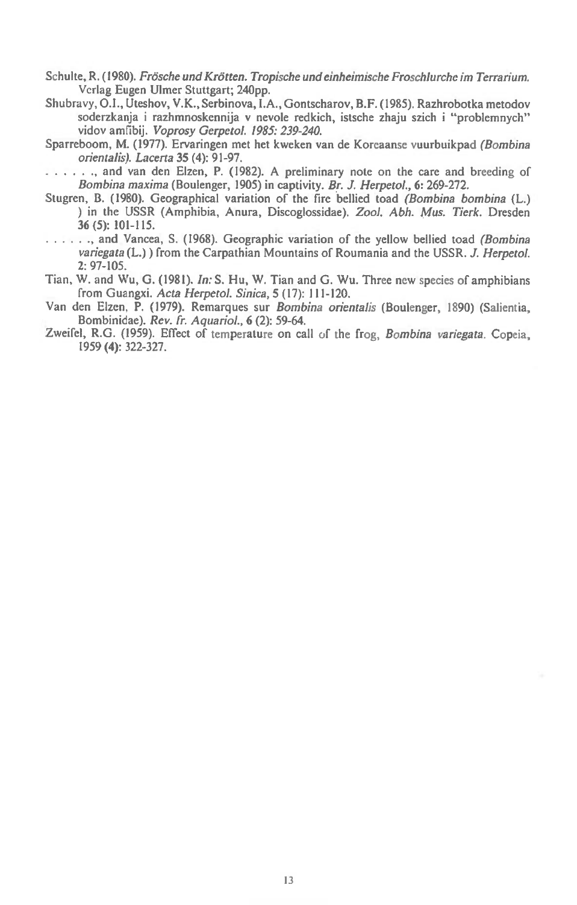Schulte, R. (1980). *Frösche und Kröten. Tropische und einheimische Froschlurche im Terrarium.* Verlag Eugen Ulmer Stuttgart; 240pp.

Shubravy, O.I., Uteshov, V.K., Serbinova, I.A., Gontscharov, B.F. (1985). Razhrobotka metodov soderzkanja i razhmnoskennija v nevole redkich, istsche zhaju szich i "problemnych" vidov amfibij. *Voprosy Gerpetol. 1985: 239-240.*

Sparreboom, M. (1977). Ervaringen met het kweken van de Koreaanse vuurbuikpad *(Bombina orientalis). Lacerta* **35** (4): 91-97.

. . . . . ., and van den Elzen, P. (1982). A preliminary note on the care and breeding of *Bombina maxima* (Boulenger, 1905) in captivity. *Br. J. Herpetol.,* **6**: 269-272.

Stugren, B. (1980). Geographical variation of the fire bellied toad *(Bombina bombina* (L.) ) in the USSR (Amphibia, Anura, Discoglossidae). *Zool. Abh. Mus. Tierk.* Dresden **36** (5): 101-115.

. . . . . ., and Vancea, S. (1968). Geographic variation of the yellow bellied toad *(Bombina variegata* (L.) ) from the Carpathian Mountains of Roumania and the USSR. *J. Herpetol.* **2**: 97-105.

Tian, W. and Wu, G. (1981). *In:* S. Hu, W. Tian and G. Wu. Three new species of amphibians from Guangxi. *Acta Herpetol. Sinica*, **5** (17): 111-120.

Van den Elzen, P. (1979). Remarques sur *Bombina orientalis* (Boulenger, 1890) (Salientia, Bombinidae). *Rev. fr. Aquariol.*, **6** (2): 59-64.

Zweifel, R.G. (1959). Effect of temperature on call of the frog, *Bombina variegata*. Copeia, 1959 **(4)**: 322-327.